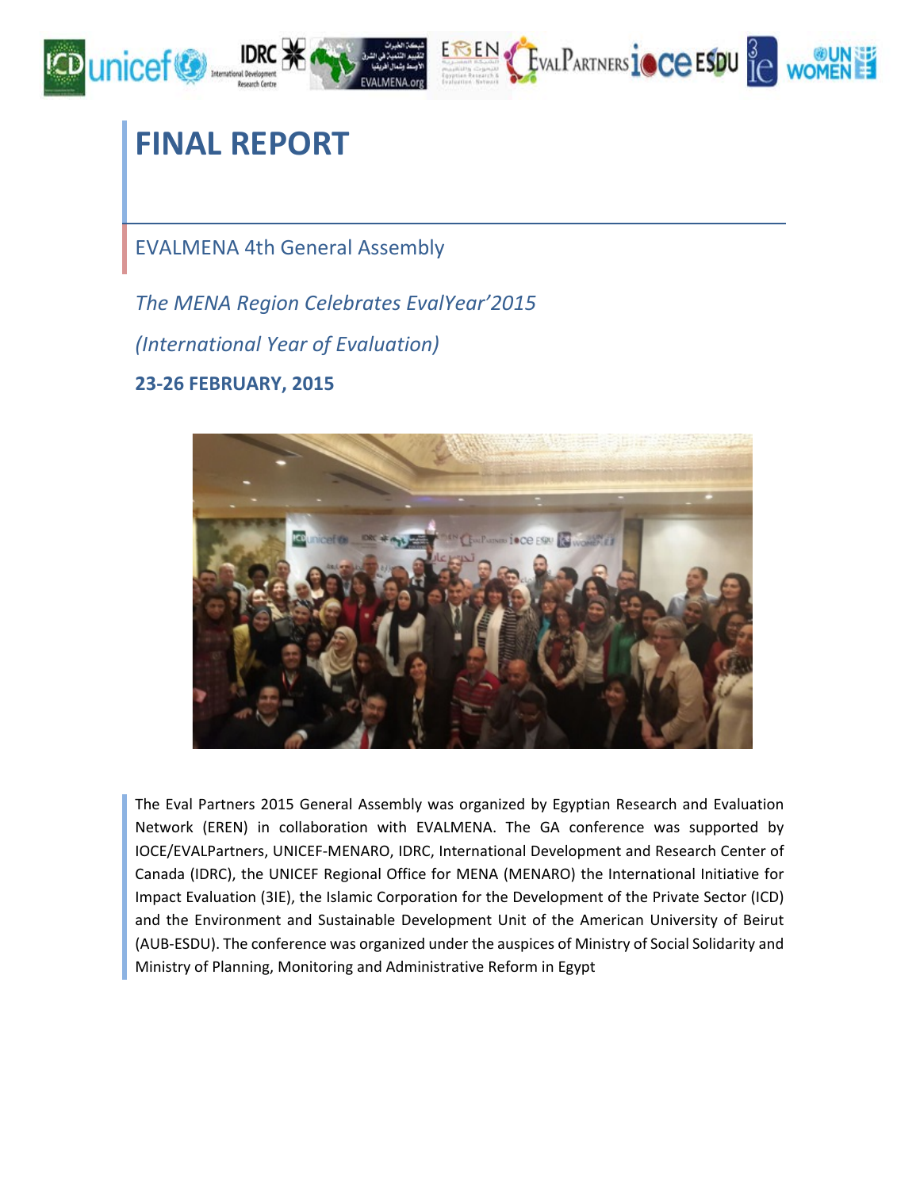# FINAL REPORT

EVALMENA 4th General Assembly

*The MENA Region Celebrates EvalYear'2015*

*(International Year of Evaluation)*

**23-26 FEBRUARY, 2015**

The Eval Partners 2015 General Assembly was organized by Egyptian Research and Evaluation Network (EREN) in collaboration with EVALMENA. The GA conference was supported by IOCE/EVALPartners, UNICEF-MENARO, IDRC, International Development and Research Center of Canada (IDRC), the UNICEF Regional Office for MENA (MENARO) the International Initiative for Impact Evaluation (3IE), the Islamic Corporation for the Development of the Private Sector (ICD) and the Environment and Sustainable Development Unit of the American University of Beirut (AUB-ESDU). The conference was organized under the auspices of Ministry of Social Solidarity and Ministry of Planning, Monitoring and Administrative Reform in Egypt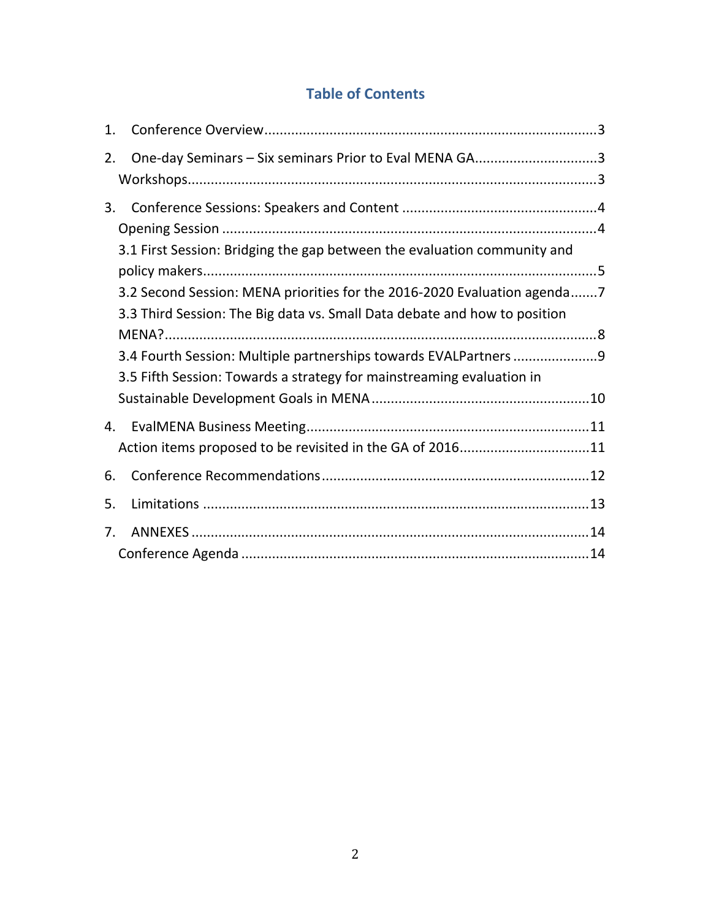# Table of Contents

1. Conference Overview .....................................................................................3

2. One-day Seminars – Six seminars Prior to Eval MENA GA...............................3
   Workshops.........................................................................................................3

3. Conference Sessions: Speakers and Content ..................................................4
   Opening Session ................................................................................................4
   3.1 First Session: Bridging the gap between the evaluation community and policy makers.....................................................................................5
   3.2 Second Session: MENA priorities for the 2016-2020 Evaluation agenda.......7
   3.3 Third Session: The Big data vs. Small Data debate and how to position MENA?...............................................................................................8
   3.4 Fourth Session: Multiple partnerships towards EVALPartners .....................9
   3.5 Fifth Session: Towards a strategy for mainstreaming evaluation in Sustainable Development Goals in MENA ........................................................10

4. EvalMENA Business Meeting.........................................................................11
   Action items proposed to be revisited in the GA of 2016.................................11

6. Conference Recommendations.....................................................................12

5. Limitations ...................................................................................................13

7. ANNEXES .....................................................................................................14
   Conference Agenda .........................................................................................14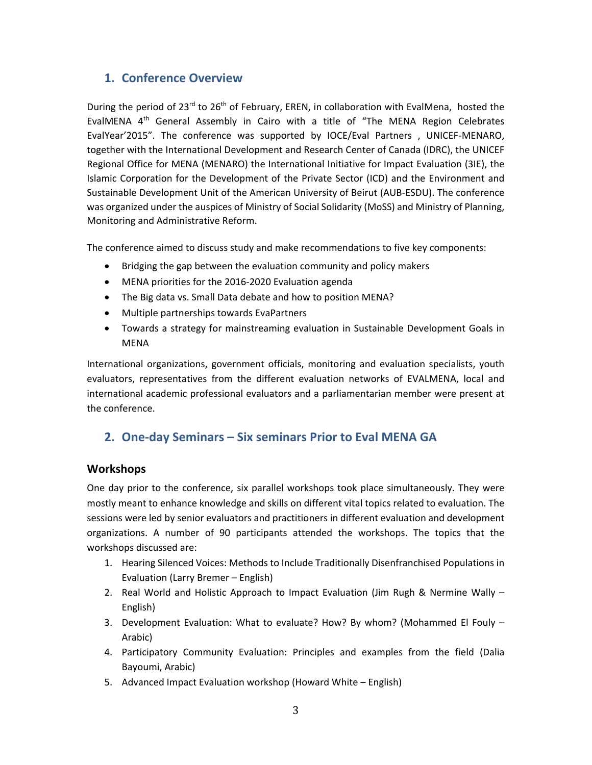## 1. Conference Overview

During the period of 23rd to 26th of February, EREN, in collaboration with EvalMena, hosted the EvalMENA 4th General Assembly in Cairo with a title of "The MENA Region Celebrates EvalYear'2015". The conference was supported by IOCE/Eval Partners , UNICEF-MENARO, together with the International Development and Research Center of Canada (IDRC), the UNICEF Regional Office for MENA (MENARO) the International Initiative for Impact Evaluation (3IE), the Islamic Corporation for the Development of the Private Sector (ICD) and the Environment and Sustainable Development Unit of the American University of Beirut (AUB-ESDU). The conference was organized under the auspices of Ministry of Social Solidarity (MoSS) and Ministry of Planning, Monitoring and Administrative Reform.

The conference aimed to discuss study and make recommendations to five key components:

- Bridging the gap between the evaluation community and policy makers
- MENA priorities for the 2016-2020 Evaluation agenda
- The Big data vs. Small Data debate and how to position MENA?
- Multiple partnerships towards EvaPartners
- Towards a strategy for mainstreaming evaluation in Sustainable Development Goals in MENA

International organizations, government officials, monitoring and evaluation specialists, youth evaluators, representatives from the different evaluation networks of EVALMENA, local and international academic professional evaluators and a parliamentarian member were present at the conference.

## 2. One-day Seminars – Six seminars Prior to Eval MENA GA

### Workshops

One day prior to the conference, six parallel workshops took place simultaneously. They were mostly meant to enhance knowledge and skills on different vital topics related to evaluation. The sessions were led by senior evaluators and practitioners in different evaluation and development organizations. A number of 90 participants attended the workshops. The topics that the workshops discussed are:

1. Hearing Silenced Voices: Methods to Include Traditionally Disenfranchised Populations in Evaluation (Larry Bremer – English)
2. Real World and Holistic Approach to Impact Evaluation (Jim Rugh & Nermine Wally – English)
3. Development Evaluation: What to evaluate? How? By whom? (Mohammed El Fouly – Arabic)
4. Participatory Community Evaluation: Principles and examples from the field (Dalia Bayoumi, Arabic)
5. Advanced Impact Evaluation workshop (Howard White – English)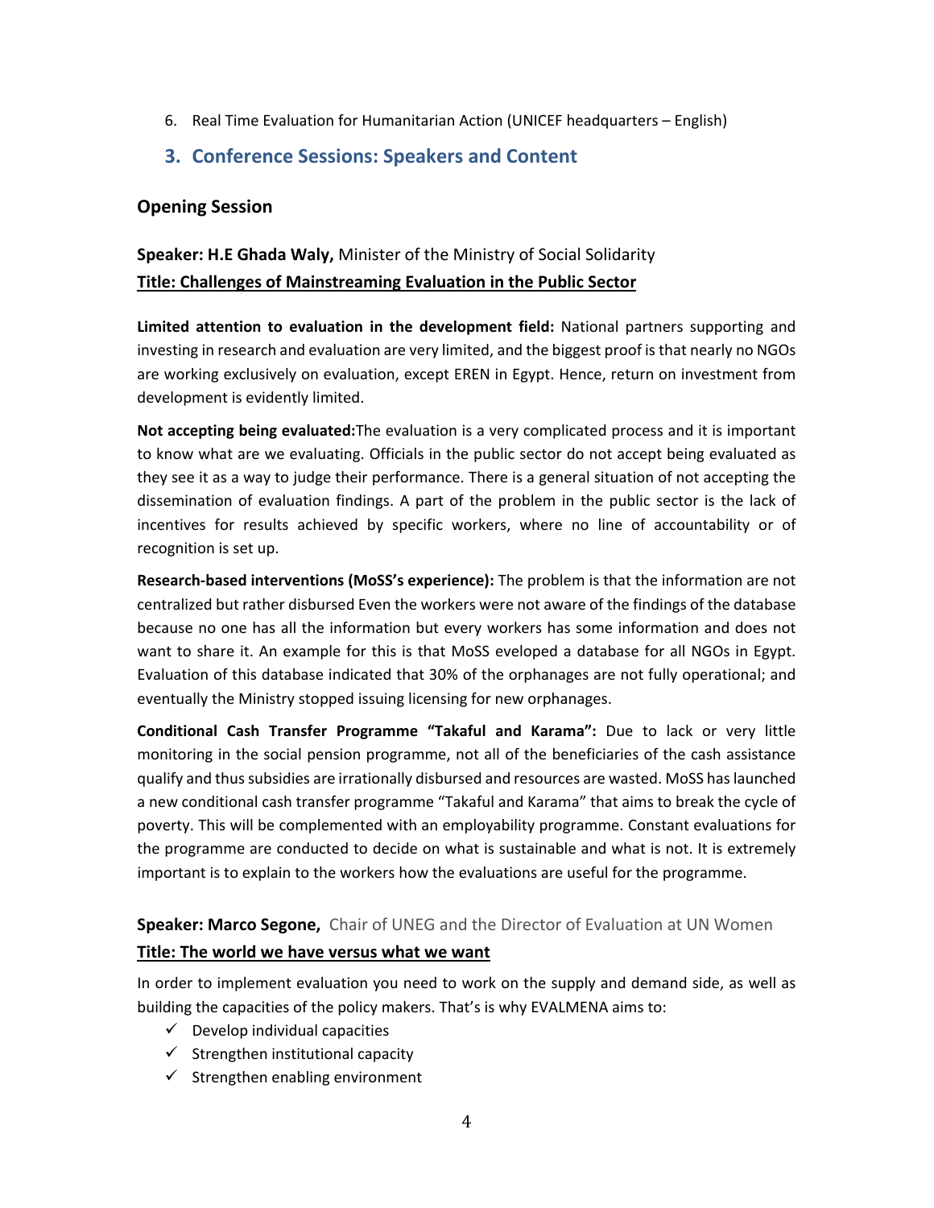6. Real Time Evaluation for Humanitarian Action (UNICEF headquarters – English)

## 3. Conference Sessions: Speakers and Content

### Opening Session

**Speaker: H.E Ghada Waly,** Minister of the Ministry of Social Solidarity
**Title: Challenges of Mainstreaming Evaluation in the Public Sector**

**Limited attention to evaluation in the development field:** National partners supporting and investing in research and evaluation are very limited, and the biggest proof is that nearly no NGOs are working exclusively on evaluation, except EREN in Egypt. Hence, return on investment from development is evidently limited.

**Not accepting being evaluated:**The evaluation is a very complicated process and it is important to know what are we evaluating. Officials in the public sector do not accept being evaluated as they see it as a way to judge their performance. There is a general situation of not accepting the dissemination of evaluation findings. A part of the problem in the public sector is the lack of incentives for results achieved by specific workers, where no line of accountability or of recognition is set up.

**Research-based interventions (MoSS's experience):** The problem is that the information are not centralized but rather disbursed Even the workers were not aware of the findings of the database because no one has all the information but every workers has some information and does not want to share it. An example for this is that MoSS eveloped a database for all NGOs in Egypt. Evaluation of this database indicated that 30% of the orphanages are not fully operational; and eventually the Ministry stopped issuing licensing for new orphanages.

**Conditional Cash Transfer Programme "Takaful and Karama":** Due to lack or very little monitoring in the social pension programme, not all of the beneficiaries of the cash assistance qualify and thus subsidies are irrationally disbursed and resources are wasted. MoSS has launched a new conditional cash transfer programme "Takaful and Karama" that aims to break the cycle of poverty. This will be complemented with an employability programme. Constant evaluations for the programme are conducted to decide on what is sustainable and what is not. It is extremely important is to explain to the workers how the evaluations are useful for the programme.

**Speaker: Marco Segone,** Chair of UNEG and the Director of Evaluation at UN Women
**Title: The world we have versus what we want**

In order to implement evaluation you need to work on the supply and demand side, as well as building the capacities of the policy makers. That's is why EVALMENA aims to:

- ✓ Develop individual capacities
- ✓ Strengthen institutional capacity
- ✓ Strengthen enabling environment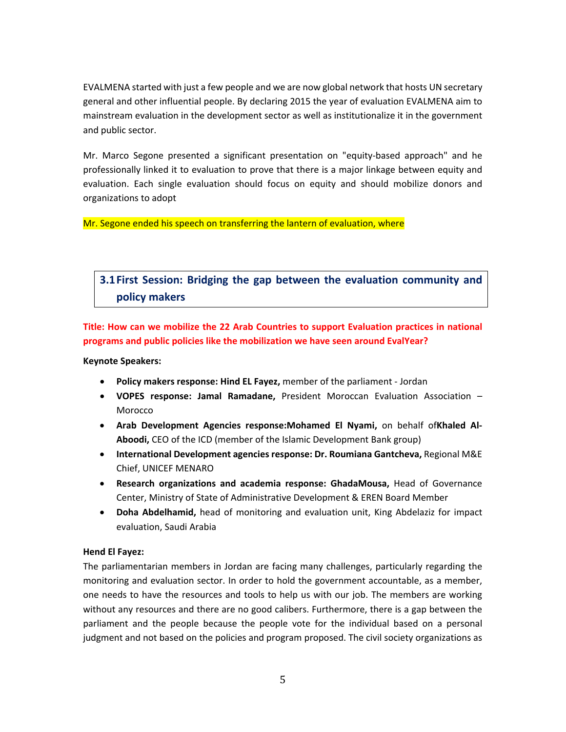EVALMENA started with just a few people and we are now global network that hosts UN secretary general and other influential people. By declaring 2015 the year of evaluation EVALMENA aim to mainstream evaluation in the development sector as well as institutionalize it in the government and public sector.

Mr. Marco Segone presented a significant presentation on "equity-based approach" and he professionally linked it to evaluation to prove that there is a major linkage between equity and evaluation. Each single evaluation should focus on equity and should mobilize donors and organizations to adopt

Mr. Segone ended his speech on transferring the lantern of evaluation, where

## 3.1 First Session: Bridging the gap between the evaluation community and policy makers

**Title: How can we mobilize the 22 Arab Countries to support Evaluation practices in national programs and public policies like the mobilization we have seen around EvalYear?**

**Keynote Speakers:**

- **Policy makers response: Hind EL Fayez,** member of the parliament - Jordan
- **VOPES response: Jamal Ramadane,** President Moroccan Evaluation Association – Morocco
- **Arab Development Agencies response:Mohamed El Nyami,** on behalf of**Khaled Al-Aboodi,** CEO of the ICD (member of the Islamic Development Bank group)
- **International Development agencies response: Dr. Roumiana Gantcheva,** Regional M&E Chief, UNICEF MENARO
- **Research organizations and academia response: GhadaMousa,** Head of Governance Center, Ministry of State of Administrative Development & EREN Board Member
- **Doha Abdelhamid,** head of monitoring and evaluation unit, King Abdelaziz for impact evaluation, Saudi Arabia

**Hend El Fayez:**

The parliamentarian members in Jordan are facing many challenges, particularly regarding the monitoring and evaluation sector. In order to hold the government accountable, as a member, one needs to have the resources and tools to help us with our job. The members are working without any resources and there are no good calibers. Furthermore, there is a gap between the parliament and the people because the people vote for the individual based on a personal judgment and not based on the policies and program proposed. The civil society organizations as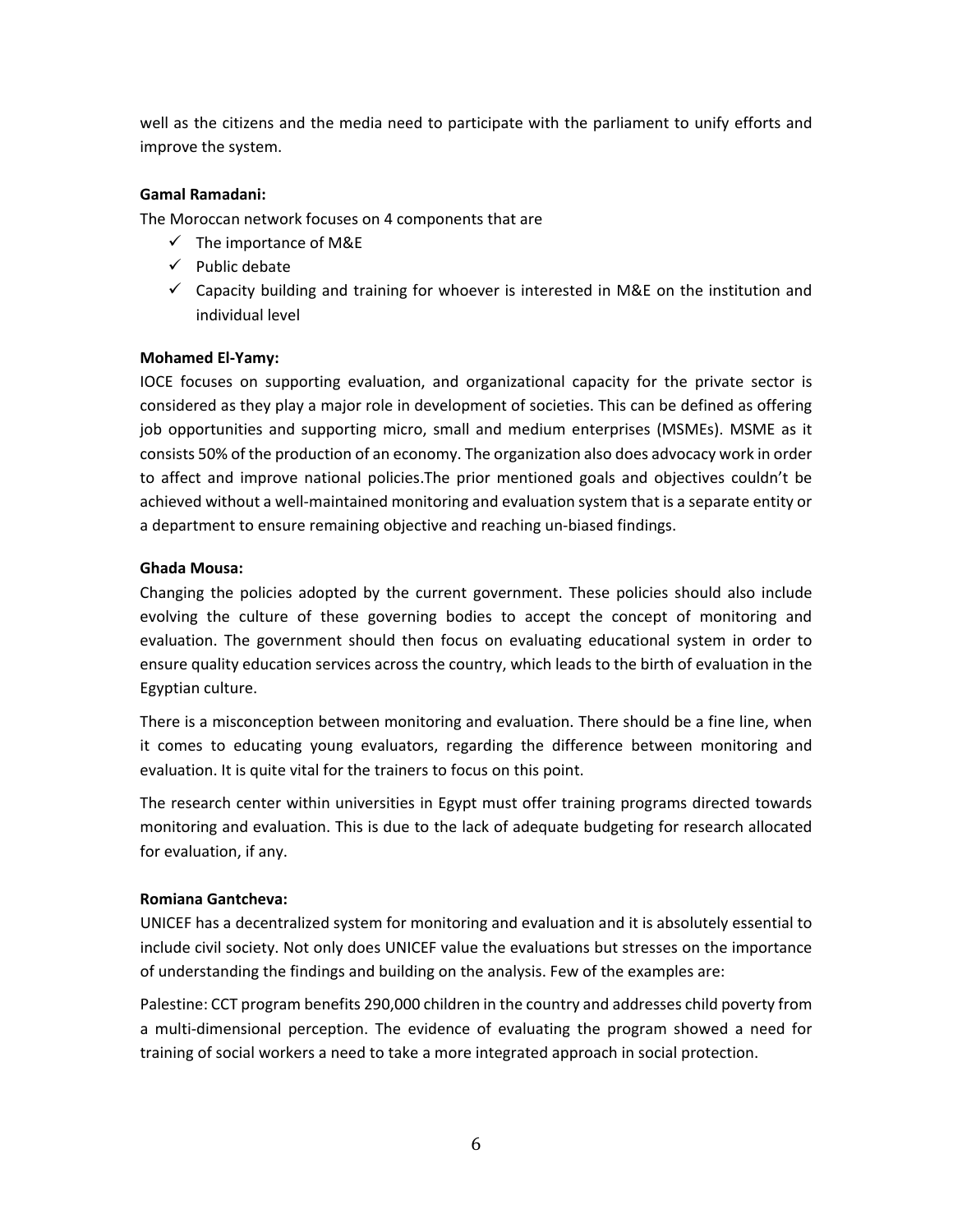well as the citizens and the media need to participate with the parliament to unify efforts and improve the system.

**Gamal Ramadani:**

The Moroccan network focuses on 4 components that are

- ✓ The importance of M&E
- ✓ Public debate
- ✓ Capacity building and training for whoever is interested in M&E on the institution and individual level

**Mohamed El-Yamy:**

IOCE focuses on supporting evaluation, and organizational capacity for the private sector is considered as they play a major role in development of societies. This can be defined as offering job opportunities and supporting micro, small and medium enterprises (MSMEs). MSME as it consists 50% of the production of an economy. The organization also does advocacy work in order to affect and improve national policies.The prior mentioned goals and objectives couldn't be achieved without a well-maintained monitoring and evaluation system that is a separate entity or a department to ensure remaining objective and reaching un-biased findings.

**Ghada Mousa:**

Changing the policies adopted by the current government. These policies should also include evolving the culture of these governing bodies to accept the concept of monitoring and evaluation. The government should then focus on evaluating educational system in order to ensure quality education services across the country, which leads to the birth of evaluation in the Egyptian culture.

There is a misconception between monitoring and evaluation. There should be a fine line, when it comes to educating young evaluators, regarding the difference between monitoring and evaluation. It is quite vital for the trainers to focus on this point.

The research center within universities in Egypt must offer training programs directed towards monitoring and evaluation. This is due to the lack of adequate budgeting for research allocated for evaluation, if any.

**Romiana Gantcheva:**

UNICEF has a decentralized system for monitoring and evaluation and it is absolutely essential to include civil society. Not only does UNICEF value the evaluations but stresses on the importance of understanding the findings and building on the analysis. Few of the examples are:

Palestine: CCT program benefits 290,000 children in the country and addresses child poverty from a multi-dimensional perception. The evidence of evaluating the program showed a need for training of social workers a need to take a more integrated approach in social protection.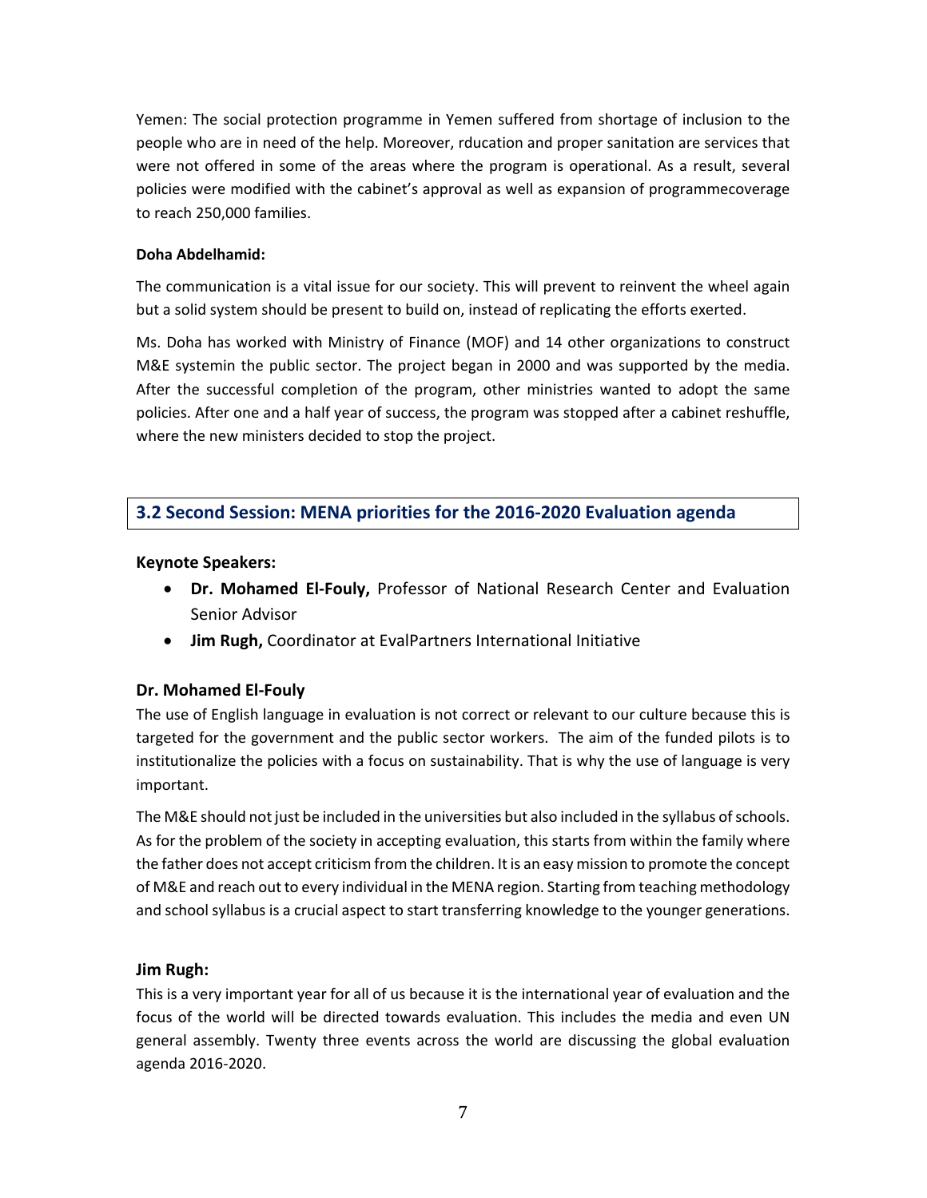Yemen: The social protection programme in Yemen suffered from shortage of inclusion to the people who are in need of the help. Moreover, rducation and proper sanitation are services that were not offered in some of the areas where the program is operational. As a result, several policies were modified with the cabinet's approval as well as expansion of programmecoverage to reach 250,000 families.

**Doha Abdelhamid:**

The communication is a vital issue for our society. This will prevent to reinvent the wheel again but a solid system should be present to build on, instead of replicating the efforts exerted.

Ms. Doha has worked with Ministry of Finance (MOF) and 14 other organizations to construct M&E systemin the public sector. The project began in 2000 and was supported by the media. After the successful completion of the program, other ministries wanted to adopt the same policies. After one and a half year of success, the program was stopped after a cabinet reshuffle, where the new ministers decided to stop the project.

## 3.2 Second Session: MENA priorities for the 2016-2020 Evaluation agenda

**Keynote Speakers:**

- **Dr. Mohamed El-Fouly,** Professor of National Research Center and Evaluation Senior Advisor
- **Jim Rugh,** Coordinator at EvalPartners International Initiative

**Dr. Mohamed El-Fouly**

The use of English language in evaluation is not correct or relevant to our culture because this is targeted for the government and the public sector workers. The aim of the funded pilots is to institutionalize the policies with a focus on sustainability. That is why the use of language is very important.

The M&E should not just be included in the universities but also included in the syllabus of schools. As for the problem of the society in accepting evaluation, this starts from within the family where the father does not accept criticism from the children. It is an easy mission to promote the concept of M&E and reach out to every individual in the MENA region. Starting from teaching methodology and school syllabus is a crucial aspect to start transferring knowledge to the younger generations.

**Jim Rugh:**

This is a very important year for all of us because it is the international year of evaluation and the focus of the world will be directed towards evaluation. This includes the media and even UN general assembly. Twenty three events across the world are discussing the global evaluation agenda 2016-2020.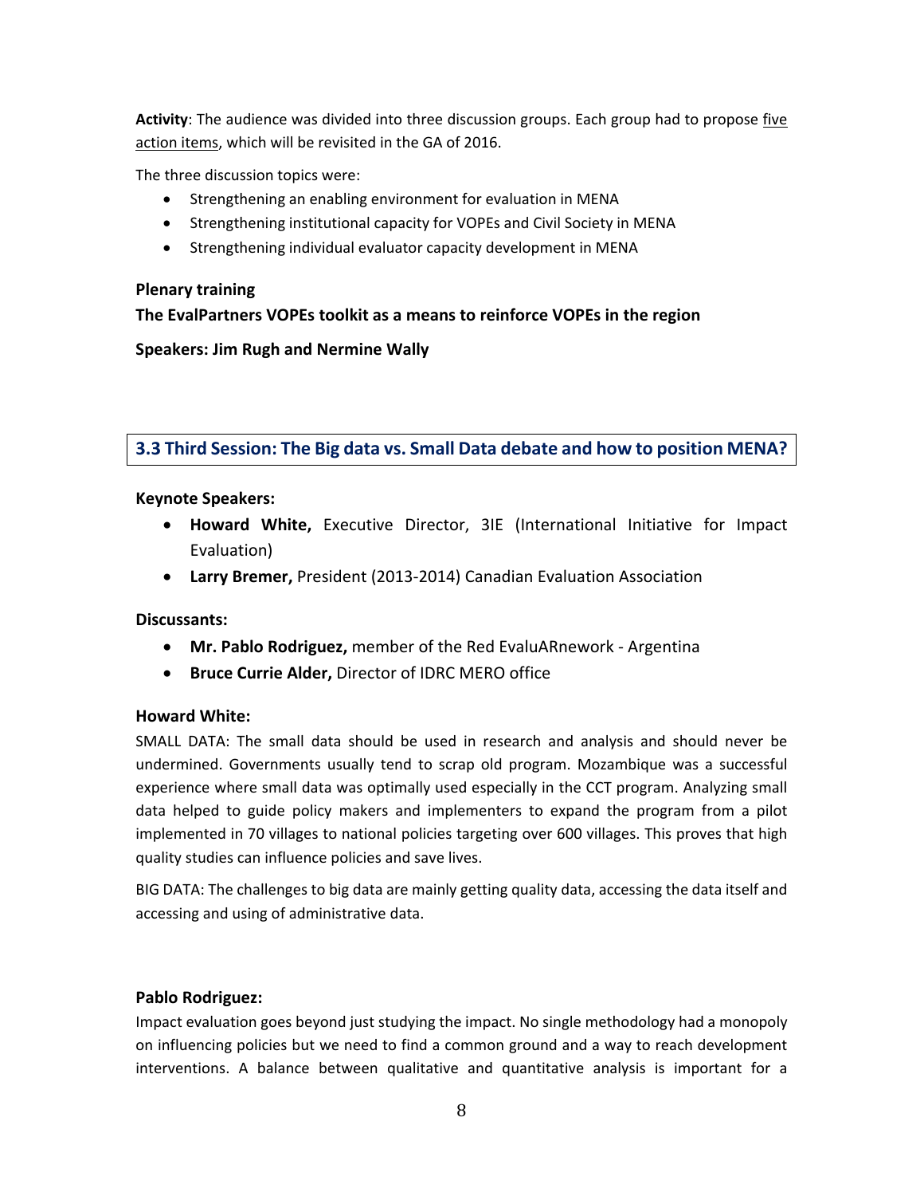**Activity**: The audience was divided into three discussion groups. Each group had to propose five action items, which will be revisited in the GA of 2016.

The three discussion topics were:

- Strengthening an enabling environment for evaluation in MENA
- Strengthening institutional capacity for VOPEs and Civil Society in MENA
- Strengthening individual evaluator capacity development in MENA

**Plenary training**

**The EvalPartners VOPEs toolkit as a means to reinforce VOPEs in the region**

**Speakers: Jim Rugh and Nermine Wally**

### 3.3 Third Session: The Big data vs. Small Data debate and how to position MENA?

**Keynote Speakers:**

- **Howard White,** Executive Director, 3IE (International Initiative for Impact Evaluation)
- **Larry Bremer,** President (2013-2014) Canadian Evaluation Association

**Discussants:**

- **Mr. Pablo Rodriguez,** member of the Red EvaluARnework - Argentina
- **Bruce Currie Alder,** Director of IDRC MERO office

**Howard White:**

SMALL DATA: The small data should be used in research and analysis and should never be undermined. Governments usually tend to scrap old program. Mozambique was a successful experience where small data was optimally used especially in the CCT program. Analyzing small data helped to guide policy makers and implementers to expand the program from a pilot implemented in 70 villages to national policies targeting over 600 villages. This proves that high quality studies can influence policies and save lives.

BIG DATA: The challenges to big data are mainly getting quality data, accessing the data itself and accessing and using of administrative data.

**Pablo Rodriguez:**

Impact evaluation goes beyond just studying the impact. No single methodology had a monopoly on influencing policies but we need to find a common ground and a way to reach development interventions. A balance between qualitative and quantitative analysis is important for a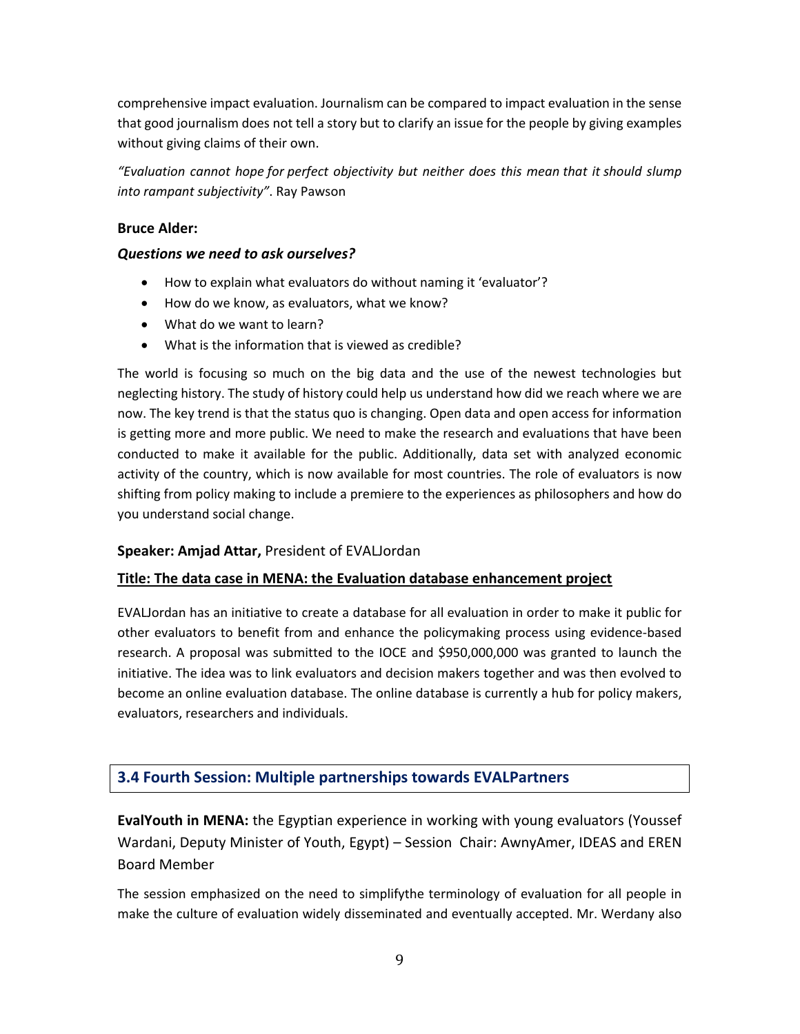comprehensive impact evaluation. Journalism can be compared to impact evaluation in the sense that good journalism does not tell a story but to clarify an issue for the people by giving examples without giving claims of their own.

*"Evaluation cannot hope for perfect objectivity but neither does this mean that it should slump into rampant subjectivity".* Ray Pawson

**Bruce Alder:**

***Questions we need to ask ourselves?***

- How to explain what evaluators do without naming it 'evaluator'?
- How do we know, as evaluators, what we know?
- What do we want to learn?
- What is the information that is viewed as credible?

The world is focusing so much on the big data and the use of the newest technologies but neglecting history. The study of history could help us understand how did we reach where we are now. The key trend is that the status quo is changing. Open data and open access for information is getting more and more public. We need to make the research and evaluations that have been conducted to make it available for the public. Additionally, data set with analyzed economic activity of the country, which is now available for most countries. The role of evaluators is now shifting from policy making to include a premiere to the experiences as philosophers and how do you understand social change.

**Speaker: Amjad Attar,** President of EVALJordan

**Title: The data case in MENA: the Evaluation database enhancement project**

EVALJordan has an initiative to create a database for all evaluation in order to make it public for other evaluators to benefit from and enhance the policymaking process using evidence-based research. A proposal was submitted to the IOCE and $950,000,000 was granted to launch the initiative. The idea was to link evaluators and decision makers together and was then evolved to become an online evaluation database. The online database is currently a hub for policy makers, evaluators, researchers and individuals.

## 3.4 Fourth Session: Multiple partnerships towards EVALPartners

**EvalYouth in MENA:** the Egyptian experience in working with young evaluators (Youssef Wardani, Deputy Minister of Youth, Egypt) – Session Chair: AwnyAmer, IDEAS and EREN Board Member

The session emphasized on the need to simplifythe terminology of evaluation for all people in make the culture of evaluation widely disseminated and eventually accepted. Mr. Werdany also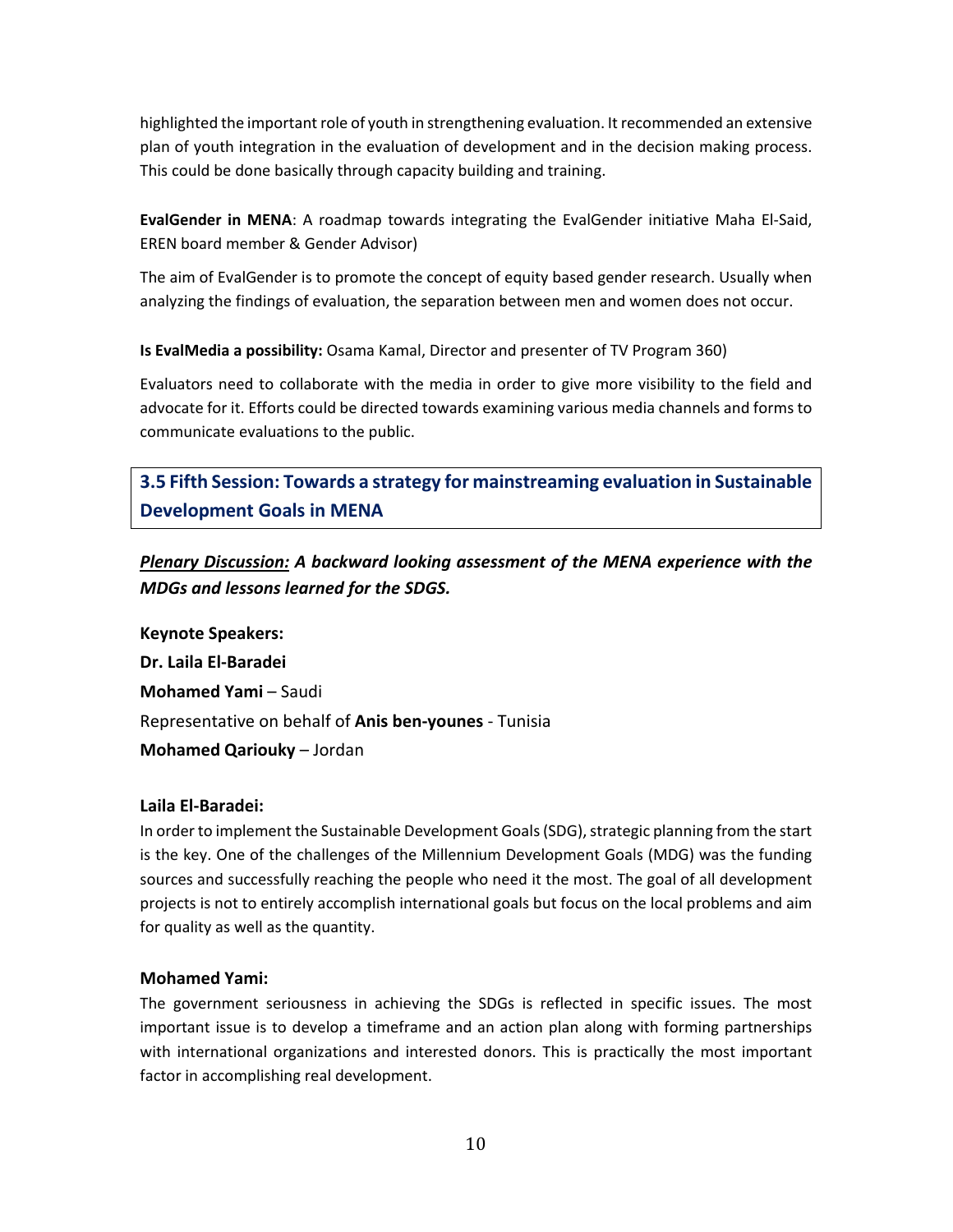highlighted the important role of youth in strengthening evaluation. It recommended an extensive plan of youth integration in the evaluation of development and in the decision making process. This could be done basically through capacity building and training.

**EvalGender in MENA**: A roadmap towards integrating the EvalGender initiative Maha El-Said, EREN board member & Gender Advisor)

The aim of EvalGender is to promote the concept of equity based gender research. Usually when analyzing the findings of evaluation, the separation between men and women does not occur.

**Is EvalMedia a possibility:** Osama Kamal, Director and presenter of TV Program 360)

Evaluators need to collaborate with the media in order to give more visibility to the field and advocate for it. Efforts could be directed towards examining various media channels and forms to communicate evaluations to the public.

## 3.5 Fifth Session: Towards a strategy for mainstreaming evaluation in Sustainable Development Goals in MENA

***Plenary Discussion:* A backward looking assessment of the MENA experience with the MDGs and lessons learned for the SDGS.**

**Keynote Speakers:**

**Dr. Laila El-Baradei**

**Mohamed Yami** – Saudi

Representative on behalf of **Anis ben-younes** - Tunisia

**Mohamed Qariouky** – Jordan

**Laila El-Baradei:**

In order to implement the Sustainable Development Goals (SDG), strategic planning from the start is the key. One of the challenges of the Millennium Development Goals (MDG) was the funding sources and successfully reaching the people who need it the most. The goal of all development projects is not to entirely accomplish international goals but focus on the local problems and aim for quality as well as the quantity.

**Mohamed Yami:**

The government seriousness in achieving the SDGs is reflected in specific issues. The most important issue is to develop a timeframe and an action plan along with forming partnerships with international organizations and interested donors. This is practically the most important factor in accomplishing real development.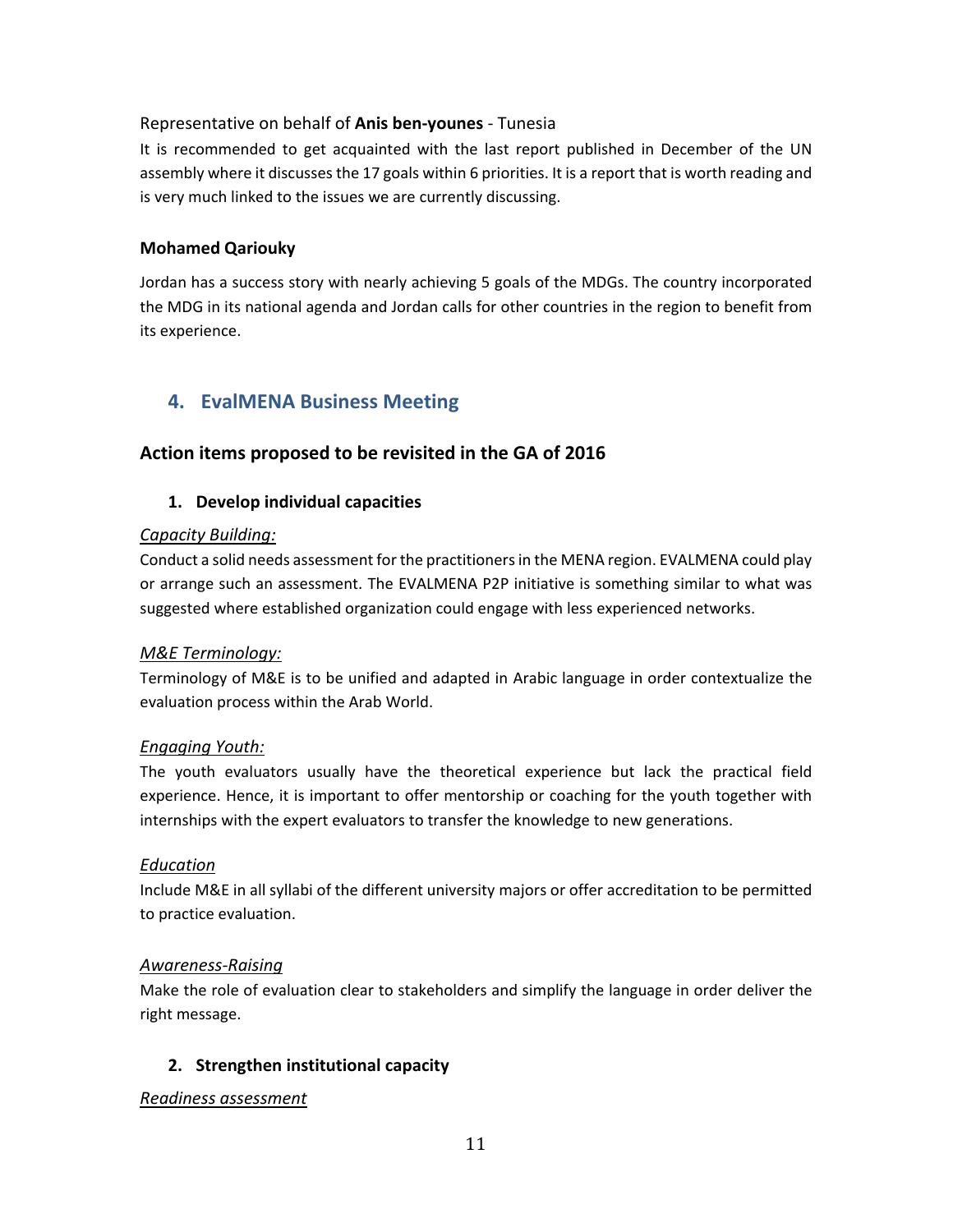Representative on behalf of **Anis ben-younes** - Tunesia

It is recommended to get acquainted with the last report published in December of the UN assembly where it discusses the 17 goals within 6 priorities. It is a report that is worth reading and is very much linked to the issues we are currently discussing.

**Mohamed Qariouky**

Jordan has a success story with nearly achieving 5 goals of the MDGs. The country incorporated the MDG in its national agenda and Jordan calls for other countries in the region to benefit from its experience.

## 4. EvalMENA Business Meeting

### Action items proposed to be revisited in the GA of 2016

#### 1. Develop individual capacities

*Capacity Building:*

Conduct a solid needs assessment for the practitioners in the MENA region. EVALMENA could play or arrange such an assessment. The EVALMENA P2P initiative is something similar to what was suggested where established organization could engage with less experienced networks.

*M&E Terminology:*

Terminology of M&E is to be unified and adapted in Arabic language in order contextualize the evaluation process within the Arab World.

*Engaging Youth:*

The youth evaluators usually have the theoretical experience but lack the practical field experience. Hence, it is important to offer mentorship or coaching for the youth together with internships with the expert evaluators to transfer the knowledge to new generations.

*Education*

Include M&E in all syllabi of the different university majors or offer accreditation to be permitted to practice evaluation.

*Awareness-Raising*

Make the role of evaluation clear to stakeholders and simplify the language in order deliver the right message.

#### 2. Strengthen institutional capacity

*Readiness assessment*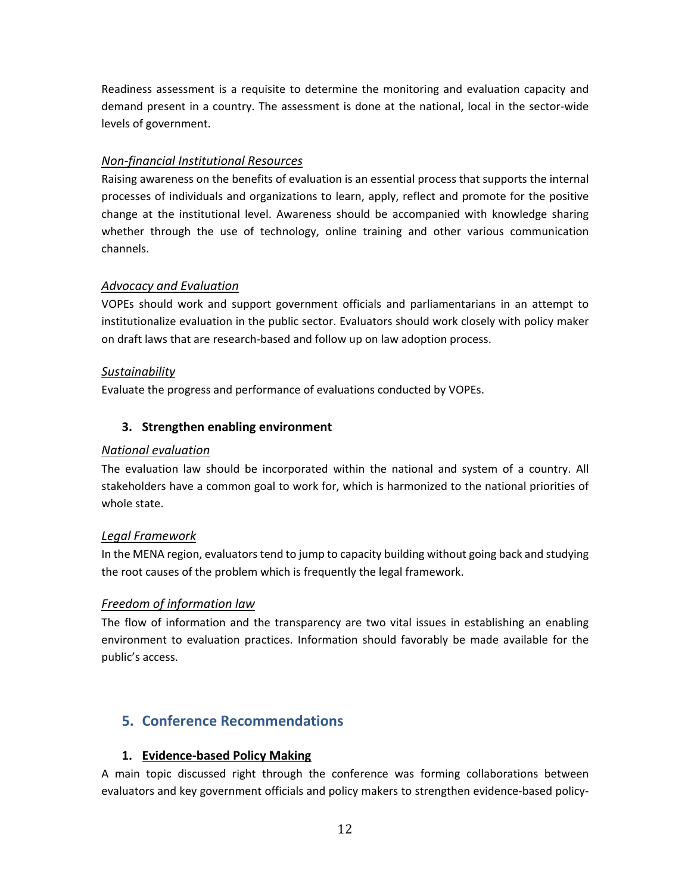Readiness assessment is a requisite to determine the monitoring and evaluation capacity and demand present in a country. The assessment is done at the national, local in the sector-wide levels of government.

*Non-financial Institutional Resources*

Raising awareness on the benefits of evaluation is an essential process that supports the internal processes of individuals and organizations to learn, apply, reflect and promote for the positive change at the institutional level. Awareness should be accompanied with knowledge sharing whether through the use of technology, online training and other various communication channels.

*Advocacy and Evaluation*

VOPEs should work and support government officials and parliamentarians in an attempt to institutionalize evaluation in the public sector. Evaluators should work closely with policy maker on draft laws that are research-based and follow up on law adoption process.

*Sustainability*

Evaluate the progress and performance of evaluations conducted by VOPEs.

### 3. Strengthen enabling environment

*National evaluation*

The evaluation law should be incorporated within the national and system of a country. All stakeholders have a common goal to work for, which is harmonized to the national priorities of whole state.

*Legal Framework*

In the MENA region, evaluators tend to jump to capacity building without going back and studying the root causes of the problem which is frequently the legal framework.

*Freedom of information law*

The flow of information and the transparency are two vital issues in establishing an enabling environment to evaluation practices. Information should favorably be made available for the public's access.

## 5. Conference Recommendations

### 1. Evidence-based Policy Making

A main topic discussed right through the conference was forming collaborations between evaluators and key government officials and policy makers to strengthen evidence-based policy-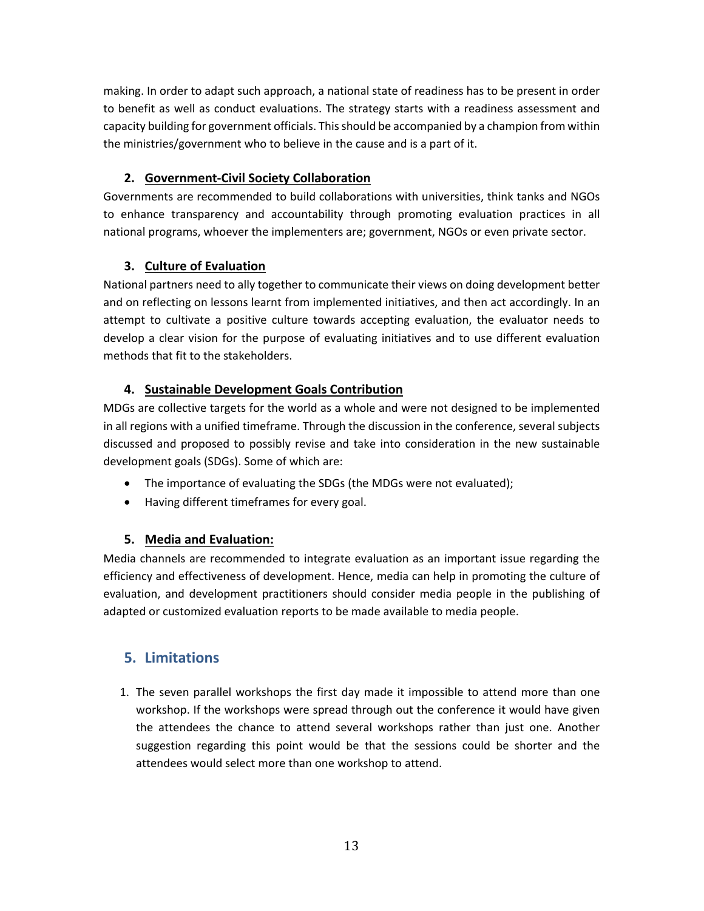making. In order to adapt such approach, a national state of readiness has to be present in order to benefit as well as conduct evaluations. The strategy starts with a readiness assessment and capacity building for government officials. This should be accompanied by a champion from within the ministries/government who to believe in the cause and is a part of it.

#### 2. Government-Civil Society Collaboration

Governments are recommended to build collaborations with universities, think tanks and NGOs to enhance transparency and accountability through promoting evaluation practices in all national programs, whoever the implementers are; government, NGOs or even private sector.

#### 3. Culture of Evaluation

National partners need to ally together to communicate their views on doing development better and on reflecting on lessons learnt from implemented initiatives, and then act accordingly. In an attempt to cultivate a positive culture towards accepting evaluation, the evaluator needs to develop a clear vision for the purpose of evaluating initiatives and to use different evaluation methods that fit to the stakeholders.

#### 4. Sustainable Development Goals Contribution

MDGs are collective targets for the world as a whole and were not designed to be implemented in all regions with a unified timeframe. Through the discussion in the conference, several subjects discussed and proposed to possibly revise and take into consideration in the new sustainable development goals (SDGs). Some of which are:

- The importance of evaluating the SDGs (the MDGs were not evaluated);
- Having different timeframes for every goal.

#### 5. Media and Evaluation:

Media channels are recommended to integrate evaluation as an important issue regarding the efficiency and effectiveness of development. Hence, media can help in promoting the culture of evaluation, and development practitioners should consider media people in the publishing of adapted or customized evaluation reports to be made available to media people.

## 5. Limitations

1. The seven parallel workshops the first day made it impossible to attend more than one workshop. If the workshops were spread through out the conference it would have given the attendees the chance to attend several workshops rather than just one. Another suggestion regarding this point would be that the sessions could be shorter and the attendees would select more than one workshop to attend.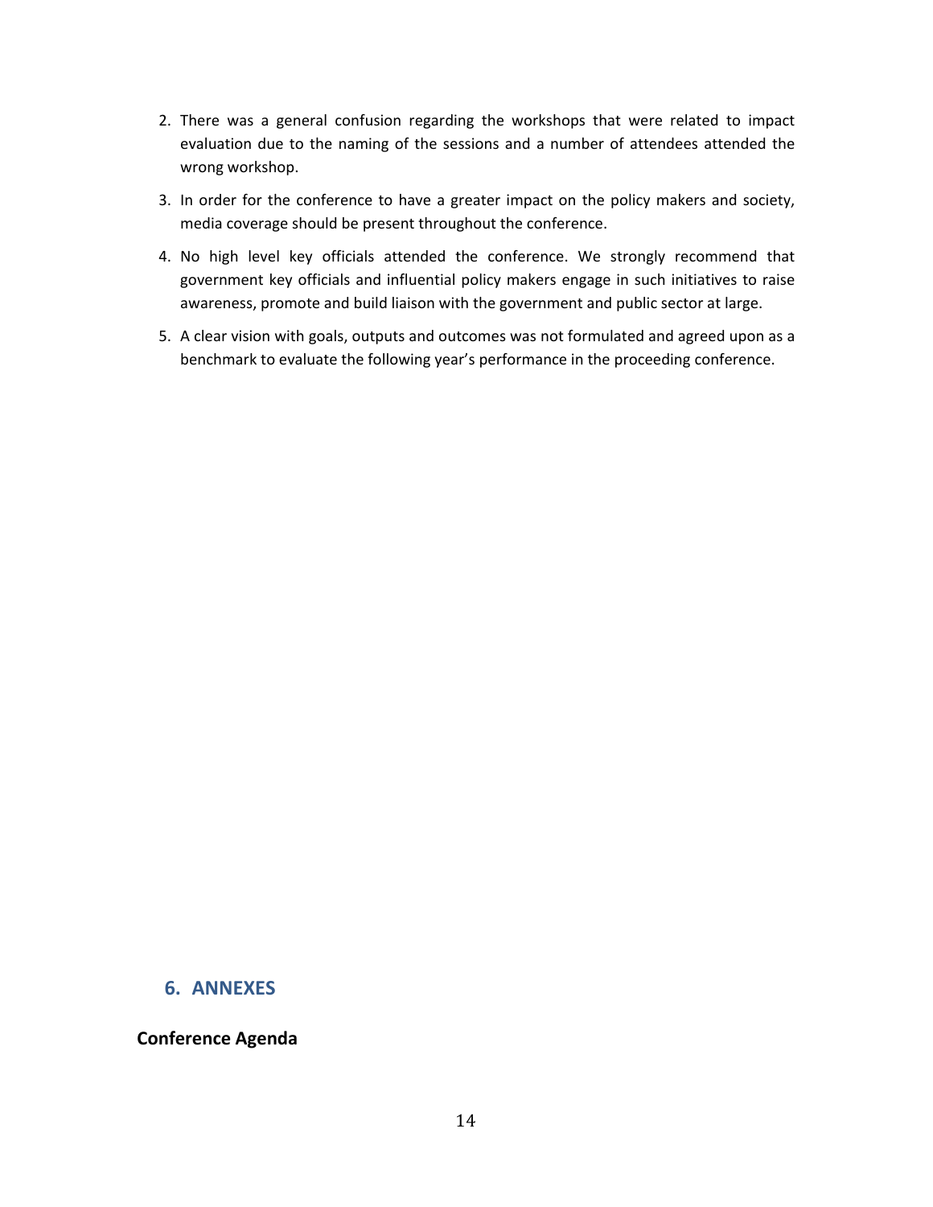2. There was a general confusion regarding the workshops that were related to impact evaluation due to the naming of the sessions and a number of attendees attended the wrong workshop.
3. In order for the conference to have a greater impact on the policy makers and society, media coverage should be present throughout the conference.
4. No high level key officials attended the conference. We strongly recommend that government key officials and influential policy makers engage in such initiatives to raise awareness, promote and build liaison with the government and public sector at large.
5. A clear vision with goals, outputs and outcomes was not formulated and agreed upon as a benchmark to evaluate the following year's performance in the proceeding conference.

## 6. ANNEXES

**Conference Agenda**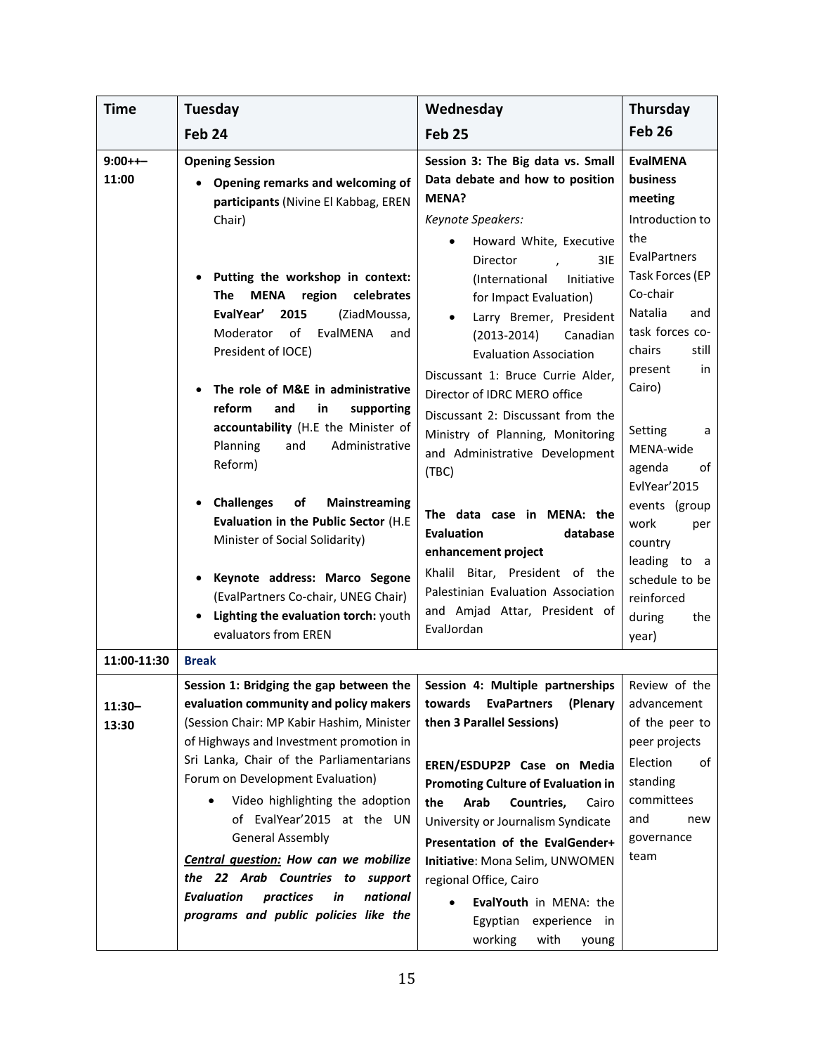| Time | Tuesday<br>Feb 24 | Wednesday<br>Feb 25 | Thursday<br>Feb 26 |
|---|---|---|---|
| 9:00++–11:00 | **Opening Session**<br>• **Opening remarks and welcoming of participants** (Nivine El Kabbag, EREN Chair)<br>• **Putting the workshop in context: The MENA region celebrates EvalYear' 2015** (ZiadMoussa, Moderator of EvalMENA and President of IOCE)<br>• **The role of M&E in administrative reform and in supporting accountability** (H.E the Minister of Planning and Administrative Reform)<br>• **Challenges of Mainstreaming Evaluation in the Public Sector** (H.E Minister of Social Solidarity)<br>• **Keynote address: Marco Segone** (EvalPartners Co-chair, UNEG Chair)<br>• **Lighting the evaluation torch:** youth evaluators from EREN | **Session 3: The Big data vs. Small Data debate and how to position MENA?**<br>*Keynote Speakers:*<br>• Howard White, Executive Director , 3IE (International Initiative for Impact Evaluation)<br>• Larry Bremer, President (2013-2014) Canadian Evaluation Association<br>Discussant 1: Bruce Currie Alder, Director of IDRC MERO office<br>Discussant 2: Discussant from the Ministry of Planning, Monitoring and Administrative Development (TBC)<br>**The data case in MENA: the Evaluation database enhancement project**<br>Khalil Bitar, President of the Palestinian Evaluation Association and Amjad Attar, President of EvalJordan | **EvalMENA business meeting**<br>Introduction to the EvalPartners Task Forces (EP Co-chair Natalia and task forces co-chairs still present in Cairo)<br>Setting a MENA-wide agenda of EvlYear'2015 events (group work per country leading to a schedule to be reinforced during the year) |
| 11:00-11:30 | **Break** | | |
| 11:30–13:30 | **Session 1: Bridging the gap between the evaluation community and policy makers** (Session Chair: MP Kabir Hashim, Minister of Highways and Investment promotion in Sri Lanka, Chair of the Parliamentarians Forum on Development Evaluation)<br>• Video highlighting the adoption of EvalYear'2015 at the UN General Assembly<br>***Central question:*** ***How can we mobilize the 22 Arab Countries to support Evaluation practices in national programs and public policies like the*** | **Session 4: Multiple partnerships towards EvaPartners (Plenary then 3 Parallel Sessions)**<br>**EREN/ESDUP2P Case on Media Promoting Culture of Evaluation in the Arab Countries,** Cairo University or Journalism Syndicate<br>**Presentation of the EvalGender+ Initiative**: Mona Selim, UNWOMEN regional Office, Cairo<br>• **EvalYouth** in MENA: the Egyptian experience in working with young | Review of the advancement of the peer to peer projects<br>Election of standing committees and new governance team |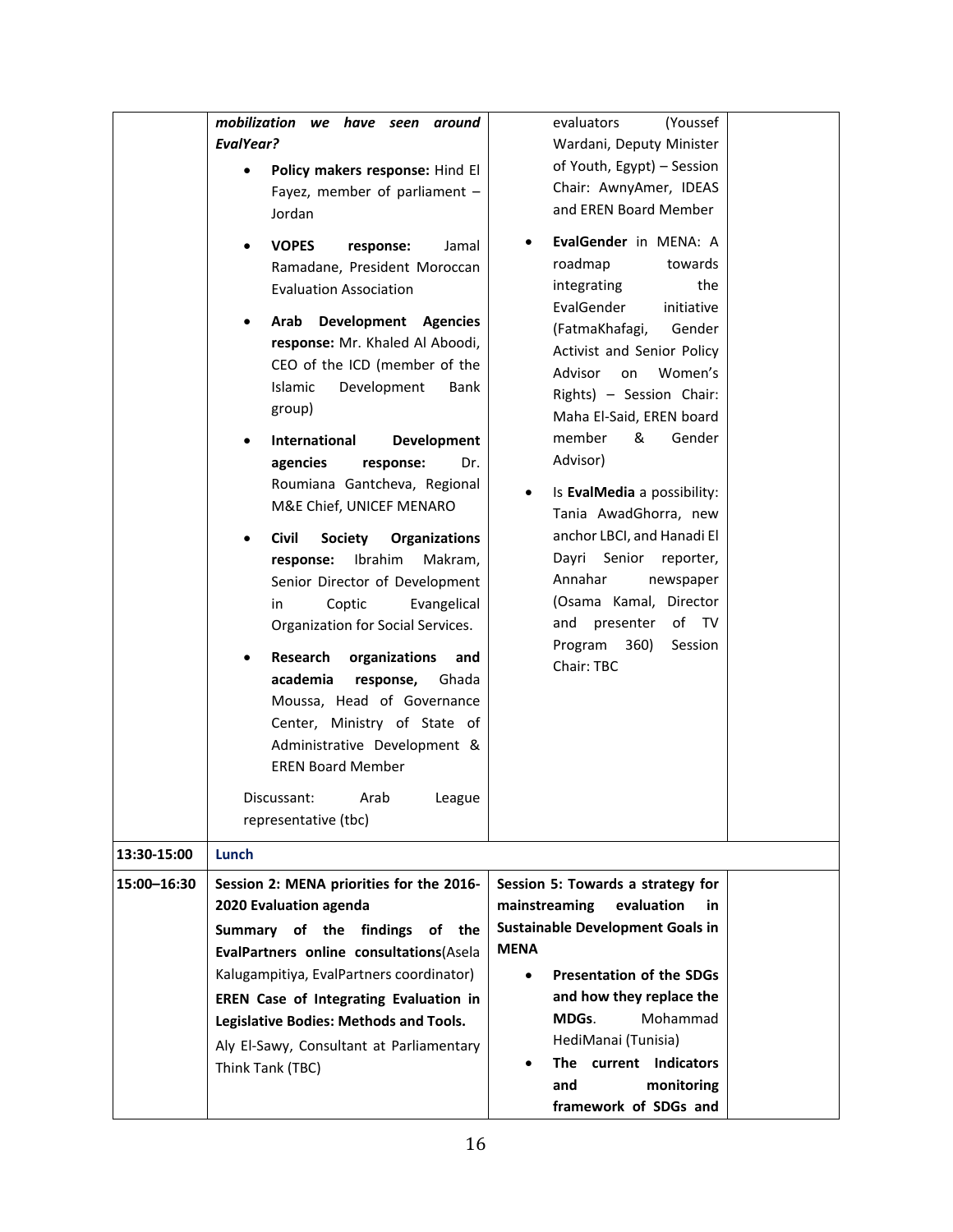| | | | |
|---|---|---|---|
| | ***mobilization we have seen around EvalYear?*** <br>• **Policy makers response:** Hind El Fayez, member of parliament – Jordan <br>• **VOPES response:** Jamal Ramadane, President Moroccan Evaluation Association <br>• **Arab Development Agencies response:** Mr. Khaled Al Aboodi, CEO of the ICD (member of the Islamic Development Bank group) <br>• **International Development agencies response:** Dr. Roumiana Gantcheva, Regional M&E Chief, UNICEF MENARO <br>• **Civil Society Organizations response:** Ibrahim Makram, Senior Director of Development in Coptic Evangelical Organization for Social Services. <br>• **Research organizations and academia response,** Ghada Moussa, Head of Governance Center, Ministry of State of Administrative Development & EREN Board Member <br>Discussant: Arab League representative (tbc) | evaluators (Youssef Wardani, Deputy Minister of Youth, Egypt) – Session Chair: AwnyAmer, IDEAS and EREN Board Member <br>• **EvalGender** in MENA: A roadmap towards integrating the EvalGender initiative (FatmaKhafagi, Gender Activist and Senior Policy Advisor on Women's Rights) – Session Chair: Maha El-Said, EREN board member & Gender Advisor) <br>• Is **EvalMedia** a possibility: Tania AwadGhorra, new anchor LBCI, and Hanadi El Dayri Senior reporter, Annahar newspaper (Osama Kamal, Director and presenter of TV Program 360) Session Chair: TBC | |
| **13:30-15:00** | **Lunch** | | |
| **15:00–16:30** | **Session 2: MENA priorities for the 2016-2020 Evaluation agenda** <br>**Summary of the findings of the EvalPartners online consultations**(Asela Kalugampitiya, EvalPartners coordinator) <br>**EREN Case of Integrating Evaluation in Legislative Bodies: Methods and Tools.** <br>Aly El-Sawy, Consultant at Parliamentary Think Tank (TBC) | **Session 5: Towards a strategy for mainstreaming evaluation in Sustainable Development Goals in MENA** <br>• **Presentation of the SDGs and how they replace the MDGs**. Mohammad HediManai (Tunisia) <br>• **The current Indicators and monitoring framework of SDGs and** | |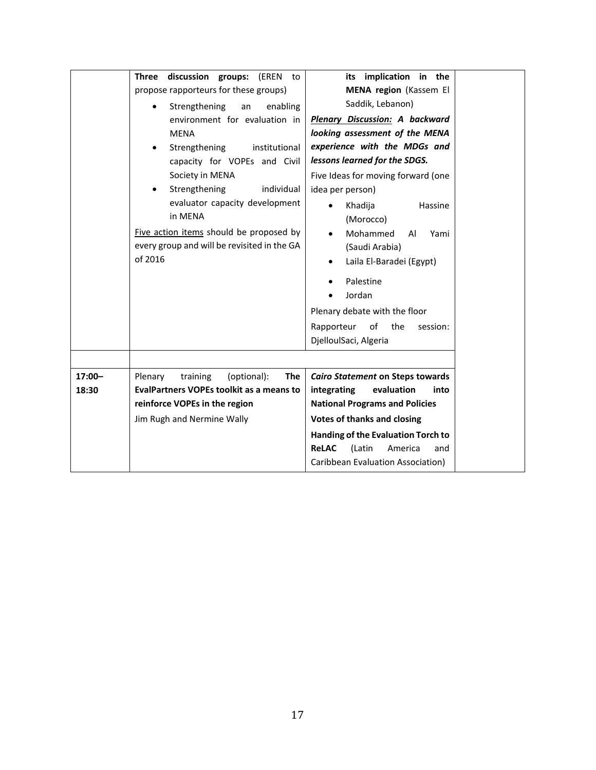| | | | |
|---|---|---|---|
| | **Three discussion groups:** (EREN to propose rapporteurs for these groups)<br>• Strengthening an enabling environment for evaluation in MENA<br>• Strengthening institutional capacity for VOPEs and Civil Society in MENA<br>• Strengthening individual evaluator capacity development in MENA<br><br><u>Five action items</u> should be proposed by every group and will be revisited in the GA of 2016 | **its implication in the MENA region** (Kassem El Saddik, Lebanon)<br><br>***<u>Plenary Discussion:</u> A backward looking assessment of the MENA experience with the MDGs and lessons learned for the SDGS.***<br><br>Five Ideas for moving forward (one idea per person)<br>• Khadija Hassine (Morocco)<br>• Mohammed Al Yami (Saudi Arabia)<br>• Laila El-Baradei (Egypt)<br>• Palestine<br>• Jordan<br><br>Plenary debate with the floor<br><br>Rapporteur of the session: DjelloulSaci, Algeria | |
| | | | |
| **17:00–18:30** | Plenary training (optional): **The EvalPartners VOPEs toolkit as a means to reinforce VOPEs in the region**<br><br>Jim Rugh and Nermine Wally | ***Cairo Statement*** **on Steps towards integrating evaluation into National Programs and Policies**<br><br>**Votes of thanks and closing**<br><br>**Handing of the Evaluation Torch to ReLAC** (Latin America and Caribbean Evaluation Association) | |